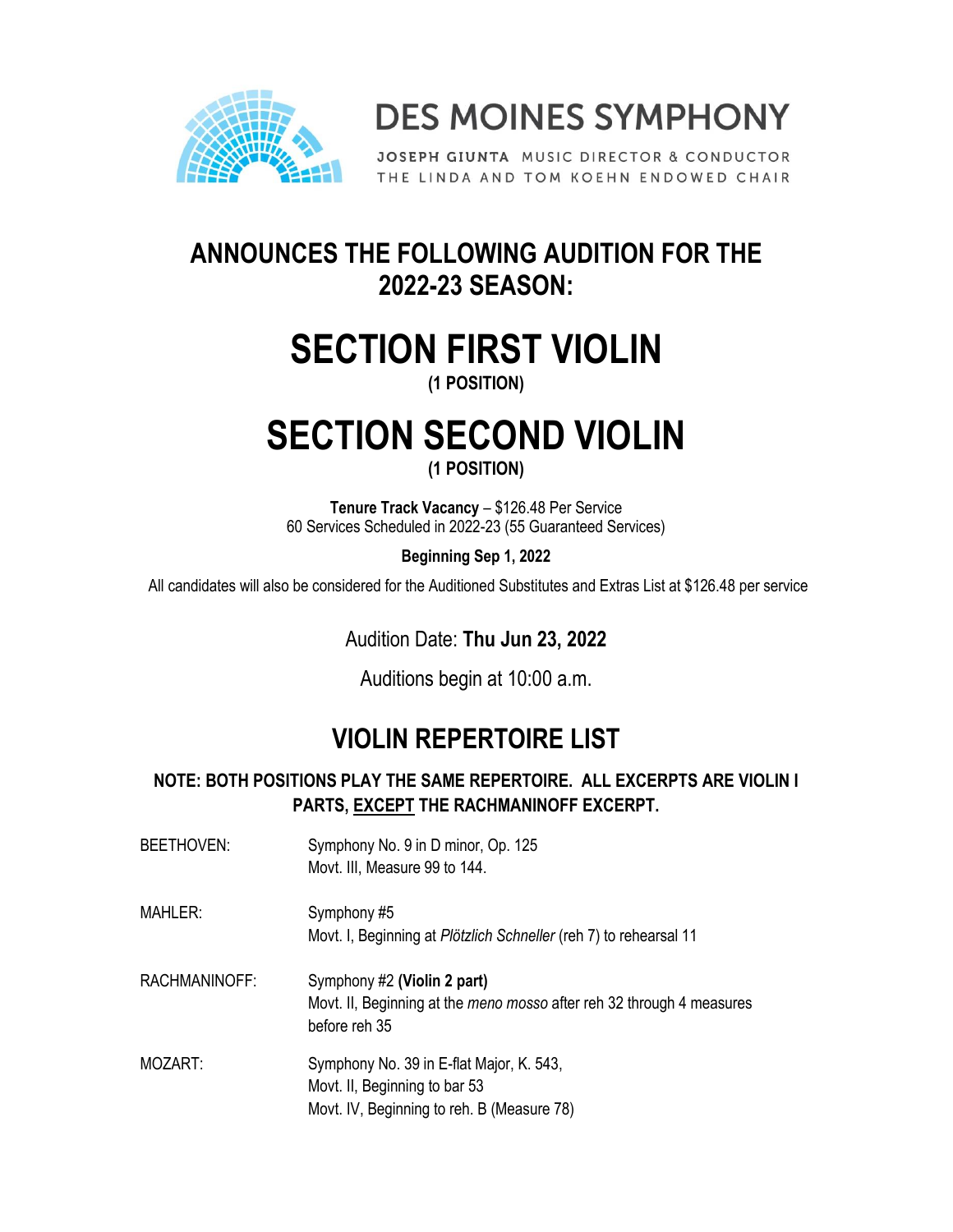# DES MOINES SYMPHONY

JOSEPH GIUNTA MUSIC DIRECTOR & CONDUCTOR
THE LINDA AND TOM KOEHN ENDOWED CHAIR

## ANNOUNCES THE FOLLOWING AUDITION FOR THE 2022-23 SEASON:

# SECTION FIRST VIOLIN

**(1 POSITION)**

# SECTION SECOND VIOLIN

**(1 POSITION)**

**Tenure Track Vacancy** – $126.48 Per Service
60 Services Scheduled in 2022-23 (55 Guaranteed Services)

**Beginning Sep 1, 2022**

All candidates will also be considered for the Auditioned Substitutes and Extras List at $126.48 per service

Audition Date: **Thu Jun 23, 2022**

Auditions begin at 10:00 a.m.

## VIOLIN REPERTOIRE LIST

**NOTE: BOTH POSITIONS PLAY THE SAME REPERTOIRE. ALL EXCERPTS ARE VIOLIN I PARTS, EXCEPT THE RACHMANINOFF EXCERPT.**

BEETHOVEN: Symphony No. 9 in D minor, Op. 125
Movt. III, Measure 99 to 144.

MAHLER: Symphony #5
Movt. I, Beginning at *Plötzlich Schneller* (reh 7) to rehearsal 11

RACHMANINOFF: Symphony #2 **(Violin 2 part)**
Movt. II, Beginning at the *meno mosso* after reh 32 through 4 measures before reh 35

MOZART: Symphony No. 39 in E-flat Major, K. 543,
Movt. II, Beginning to bar 53
Movt. IV, Beginning to reh. B (Measure 78)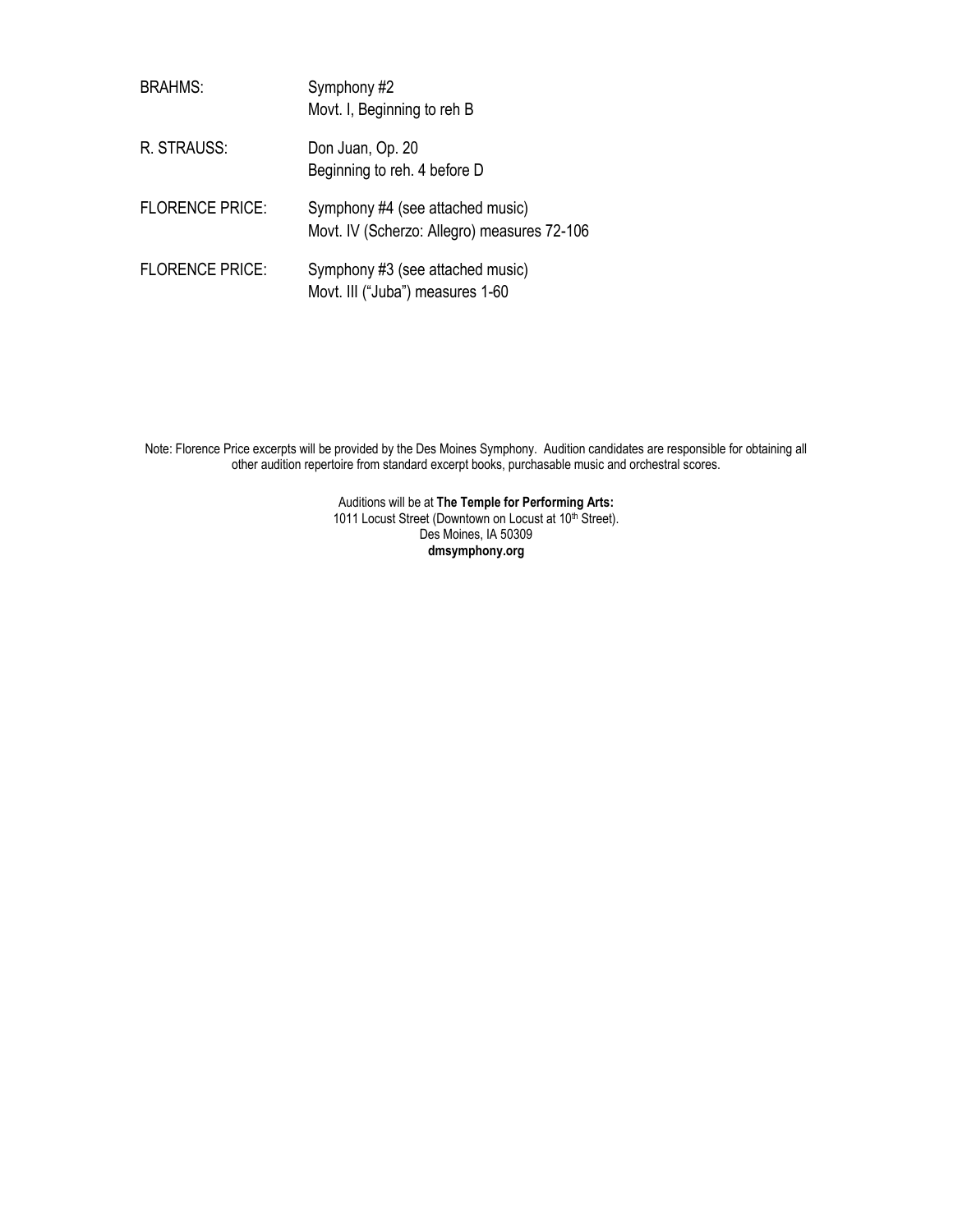| | |
|---|---|
| BRAHMS: | Symphony #2<br>Movt. I, Beginning to reh B |
| R. STRAUSS: | Don Juan, Op. 20<br>Beginning to reh. 4 before D |
| FLORENCE PRICE: | Symphony #4 (see attached music)<br>Movt. IV (Scherzo: Allegro) measures 72-106 |
| FLORENCE PRICE: | Symphony #3 (see attached music)<br>Movt. III ("Juba") measures 1-60 |

Note: Florence Price excerpts will be provided by the Des Moines Symphony. Audition candidates are responsible for obtaining all other audition repertoire from standard excerpt books, purchasable music and orchestral scores.

Auditions will be at **The Temple for Performing Arts:**
1011 Locust Street (Downtown on Locust at 10th Street).
Des Moines, IA 50309
**dmsymphony.org**